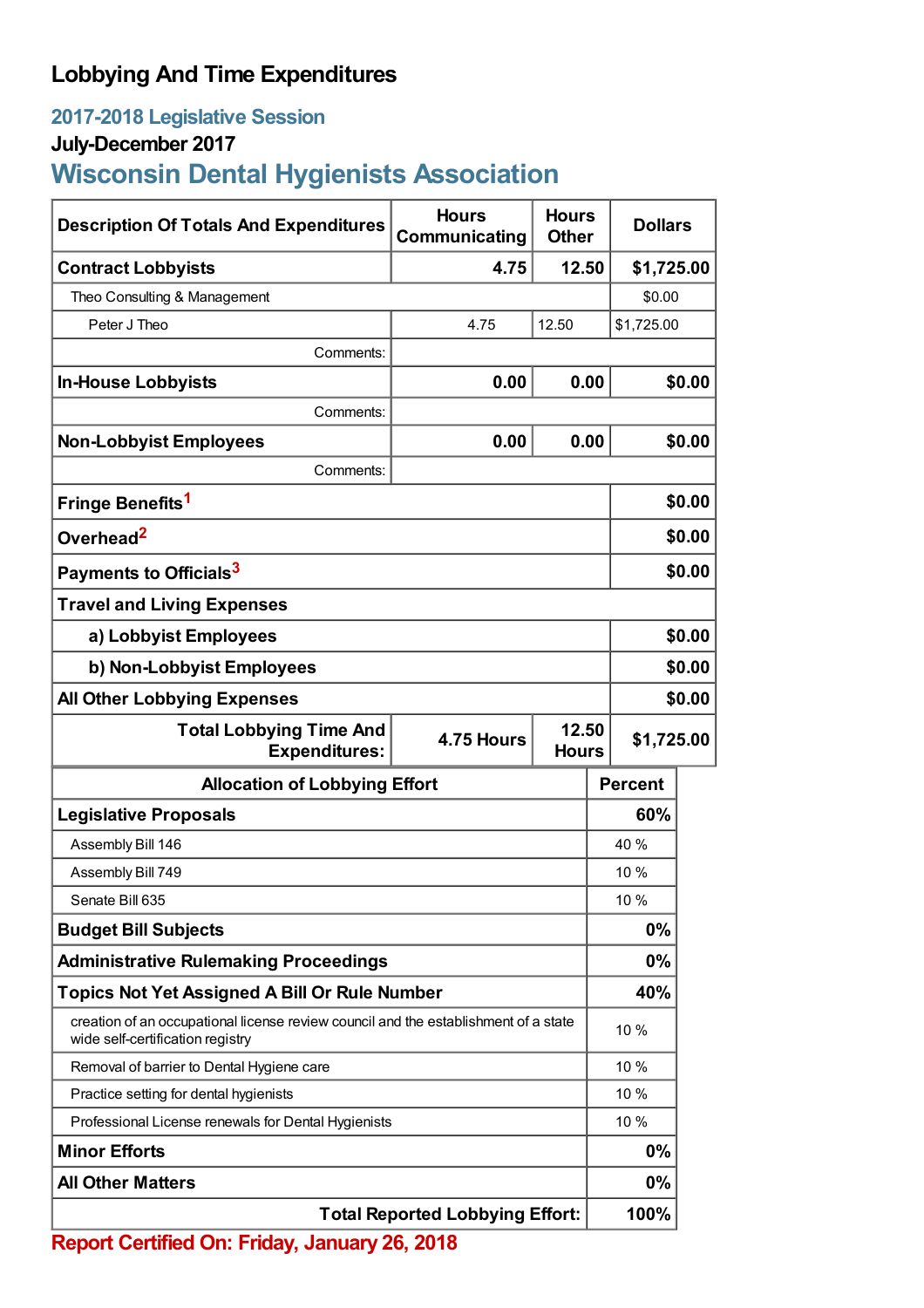# Lobbying And Time Expenditures

## 2017-2018 Legislative Session

### July-December 2017

## Wisconsin Dental Hygienists Association

| Description Of Totals And Expenditures | Hours Communicating | Hours Other | Dollars |
|---|---|---|---|
| **Contract Lobbyists** | **4.75** | **12.50** | **$1,725.00** |
| Theo Consulting & Management | | | $0.00 |
| Peter J Theo | 4.75 | 12.50 | $1,725.00 |
| Comments: | | | |
| **In-House Lobbyists** | **0.00** | **0.00** | **$0.00** |
| Comments: | | | |
| **Non-Lobbyist Employees** | **0.00** | **0.00** | **$0.00** |
| Comments: | | | |
| **Fringe Benefits**[1] | | | **$0.00** |
| **Overhead**[2] | | | **$0.00** |
| **Payments to Officials**[3] | | | **$0.00** |
| **Travel and Living Expenses** | | | |
| **a) Lobbyist Employees** | | | **$0.00** |
| **b) Non-Lobbyist Employees** | | | **$0.00** |
| **All Other Lobbying Expenses** | | | **$0.00** |
| **Total Lobbying Time And Expenditures:** | **4.75 Hours** | **12.50 Hours** | **$1,725.00** |

| Allocation of Lobbying Effort | Percent |
|---|---|
| **Legislative Proposals** | **60%** |
| Assembly Bill 146 | 40 % |
| Assembly Bill 749 | 10 % |
| Senate Bill 635 | 10 % |
| **Budget Bill Subjects** | **0%** |
| **Administrative Rulemaking Proceedings** | **0%** |
| **Topics Not Yet Assigned A Bill Or Rule Number** | **40%** |
| creation of an occupational license review council and the establishment of a state wide self-certification registry | 10 % |
| Removal of barrier to Dental Hygiene care | 10 % |
| Practice setting for dental hygienists | 10 % |
| Professional License renewals for Dental Hygienists | 10 % |
| **Minor Efforts** | **0%** |
| **All Other Matters** | **0%** |
| **Total Reported Lobbying Effort:** | **100%** |

**Report Certified On: Friday, January 26, 2018**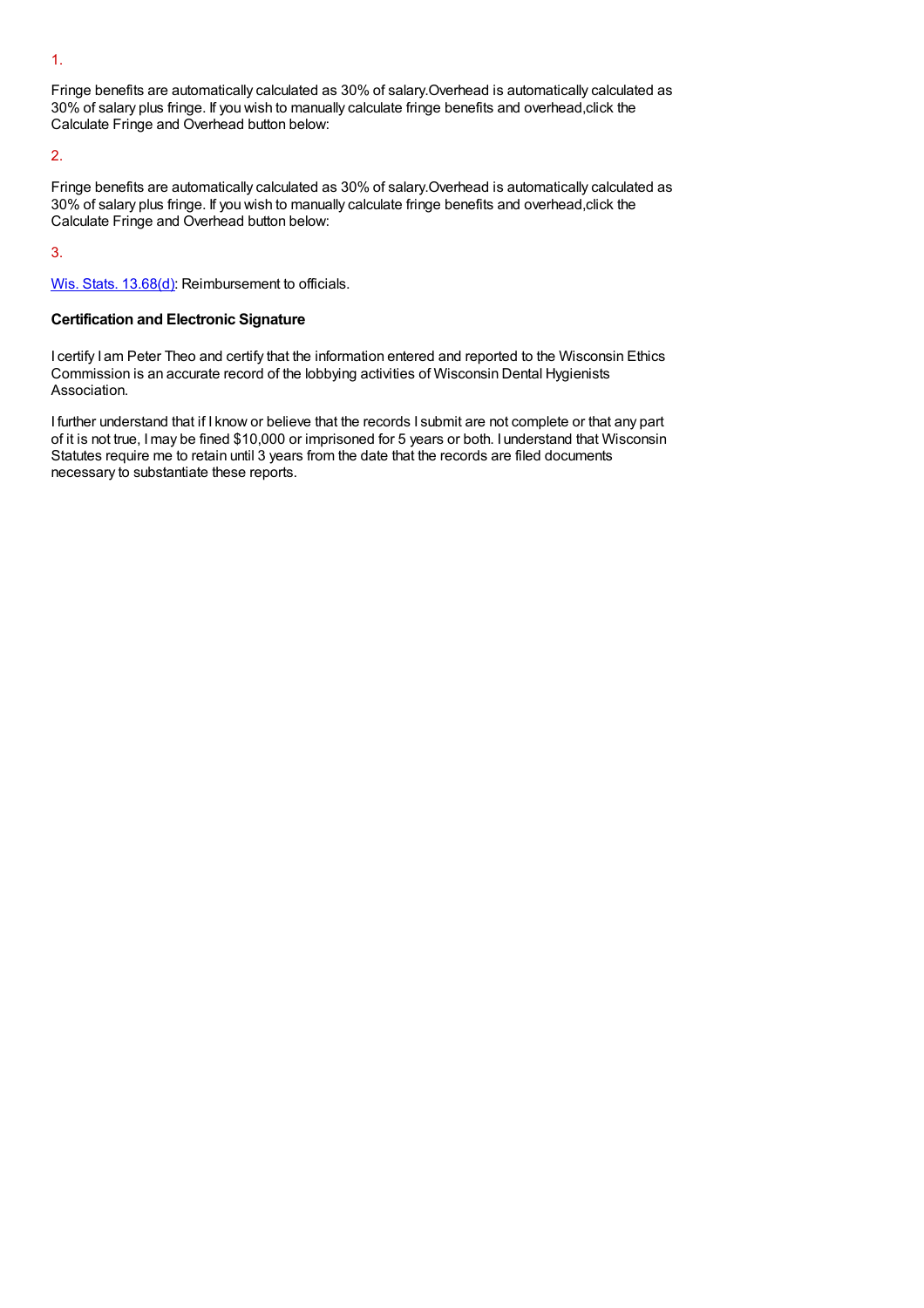1.

Fringe benefits are automatically calculated as 30% of salary.Overhead is automatically calculated as 30% of salary plus fringe. If you wish to manually calculate fringe benefits and overhead,click the Calculate Fringe and Overhead button below:

2.

Fringe benefits are automatically calculated as 30% of salary.Overhead is automatically calculated as 30% of salary plus fringe. If you wish to manually calculate fringe benefits and overhead,click the Calculate Fringe and Overhead button below:

3.

Wis. Stats. 13.68(d): Reimbursement to officials.

**Certification and Electronic Signature**

I certify I am Peter Theo and certify that the information entered and reported to the Wisconsin Ethics Commission is an accurate record of the lobbying activities of Wisconsin Dental Hygienists Association.

I further understand that if I know or believe that the records I submit are not complete or that any part of it is not true, I may be fined $10,000 or imprisoned for 5 years or both. I understand that Wisconsin Statutes require me to retain until 3 years from the date that the records are filed documents necessary to substantiate these reports.